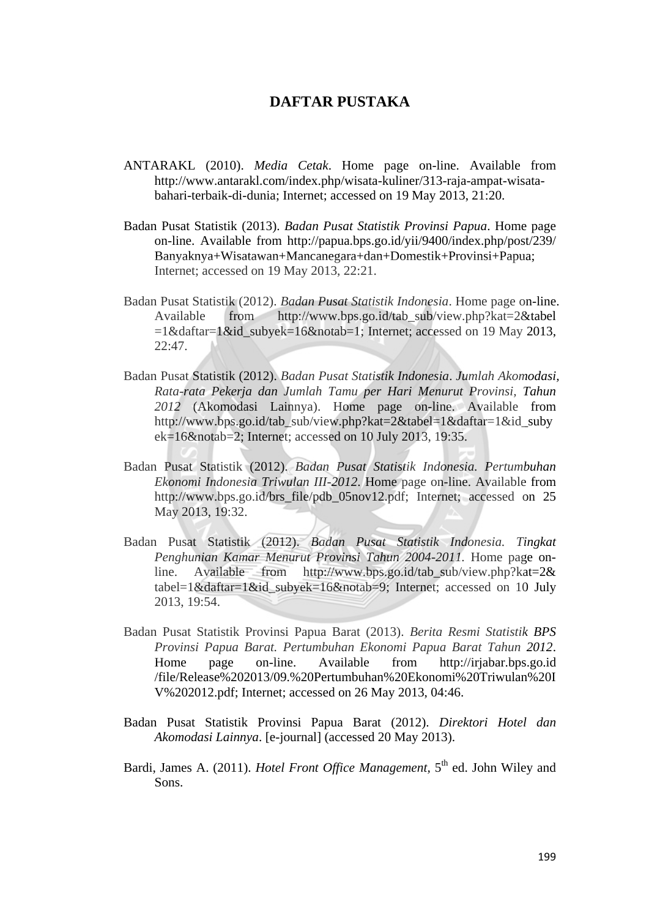# DAFTAR PUSTAKA

ANTARAKL (2010). *Media Cetak*. Home page on-line. Available from http://www.antarakl.com/index.php/wisata-kuliner/313-raja-ampat-wisata-bahari-terbaik-di-dunia; Internet; accessed on 19 May 2013, 21:20.

Badan Pusat Statistik (2013). *Badan Pusat Statistik Provinsi Papua*. Home page on-line. Available from http://papua.bps.go.id/yii/9400/index.php/post/239/Banyaknya+Wisatawan+Mancanegara+dan+Domestik+Provinsi+Papua; Internet; accessed on 19 May 2013, 22:21.

Badan Pusat Statistik (2012). *Badan Pusat Statistik Indonesia*. Home page on-line. Available from http://www.bps.go.id/tab_sub/view.php?kat=2&tabel=1&daftar=1&id_subyek=16&notab=1; Internet; accessed on 19 May 2013, 22:47.

Badan Pusat Statistik (2012). *Badan Pusat Statistik Indonesia*. *Jumlah Akomodasi, Rata-rata Pekerja dan Jumlah Tamu per Hari Menurut Provinsi, Tahun 2012* (Akomodasi Lainnya). Home page on-line. Available from http://www.bps.go.id/tab_sub/view.php?kat=2&tabel=1&daftar=1&id_subyek=16&notab=2; Internet; accessed on 10 July 2013, 19:35.

Badan Pusat Statistik (2012). *Badan Pusat Statistik Indonesia. Pertumbuhan Ekonomi Indonesia Triwulan III-2012*. Home page on-line. Available from http://www.bps.go.id/brs_file/pdb_05nov12.pdf; Internet; accessed on 25 May 2013, 19:32.

Badan Pusat Statistik (2012). *Badan Pusat Statistik Indonesia. Tingkat Penghunian Kamar Menurut Provinsi Tahun 2004-2011*. Home page on-line. Available from http://www.bps.go.id/tab_sub/view.php?kat=2&tabel=1&daftar=1&id_subyek=16&notab=9; Internet; accessed on 10 July 2013, 19:54.

Badan Pusat Statistik Provinsi Papua Barat (2013). *Berita Resmi Statistik BPS Provinsi Papua Barat. Pertumbuhan Ekonomi Papua Barat Tahun 2012*. Home page on-line. Available from http://irjabar.bps.go.id/file/Release%202013/09.%20Pertumbuhan%20Ekonomi%20Triwulan%20IV%202012.pdf; Internet; accessed on 26 May 2013, 04:46.

Badan Pusat Statistik Provinsi Papua Barat (2012). *Direktori Hotel dan Akomodasi Lainnya*. [e-journal] (accessed 20 May 2013).

Bardi, James A. (2011). *Hotel Front Office Management*, 5th ed. John Wiley and Sons.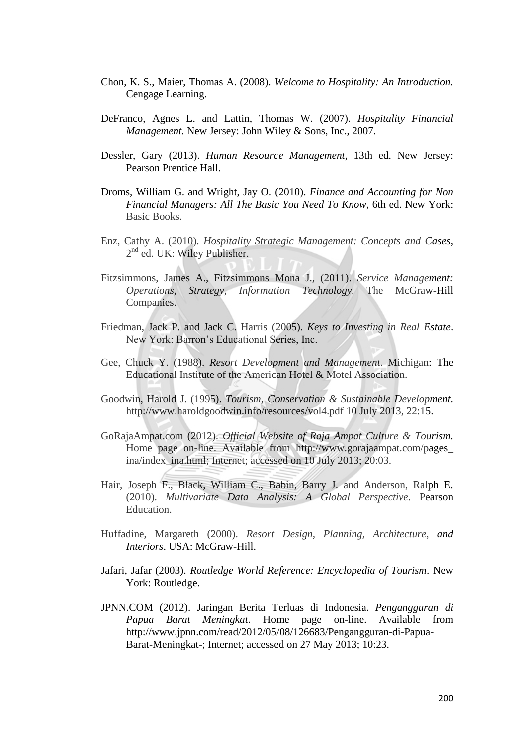Chon, K. S., Maier, Thomas A. (2008). *Welcome to Hospitality: An Introduction.* Cengage Learning.

DeFranco, Agnes L. and Lattin, Thomas W. (2007). *Hospitality Financial Management.* New Jersey: John Wiley & Sons, Inc., 2007.

Dessler, Gary (2013). *Human Resource Management*, 13th ed. New Jersey: Pearson Prentice Hall.

Droms, William G. and Wright, Jay O. (2010). *Finance and Accounting for Non Financial Managers: All The Basic You Need To Know*, 6th ed. New York: Basic Books.

Enz, Cathy A. (2010). *Hospitality Strategic Management: Concepts and Cases*, 2nd ed. UK: Wiley Publisher.

Fitzsimmons, James A., Fitzsimmons Mona J., (2011). *Service Management: Operations, Strategy, Information Technology.* The McGraw-Hill Companies.

Friedman, Jack P. and Jack C. Harris (2005). *Keys to Investing in Real Estate*. New York: Barron's Educational Series, Inc.

Gee, Chuck Y. (1988). *Resort Development and Management*. Michigan: The Educational Institute of the American Hotel & Motel Association.

Goodwin, Harold J. (1995). *Tourism, Conservation & Sustainable Development.* http://www.haroldgoodwin.info/resources/vol4.pdf 10 July 2013, 22:15.

GoRajaAmpat.com (2012). *Official Website of Raja Ampat Culture & Tourism.* Home page on-line. Available from http://www.gorajaampat.com/pages_ina/index_ina.html; Internet; accessed on 10 July 2013; 20:03.

Hair, Joseph F., Black, William C., Babin, Barry J. and Anderson, Ralph E. (2010). *Multivariate Data Analysis: A Global Perspective*. Pearson Education.

Huffadine, Margareth (2000). *Resort Design, Planning, Architecture, and Interiors*. USA: McGraw-Hill.

Jafari, Jafar (2003). *Routledge World Reference: Encyclopedia of Tourism*. New York: Routledge.

JPNN.COM (2012). Jaringan Berita Terluas di Indonesia. *Pengangguran di Papua Barat Meningkat*. Home page on-line. Available from http://www.jpnn.com/read/2012/05/08/126683/Pengangguran-di-Papua-Barat-Meningkat-; Internet; accessed on 27 May 2013; 10:23.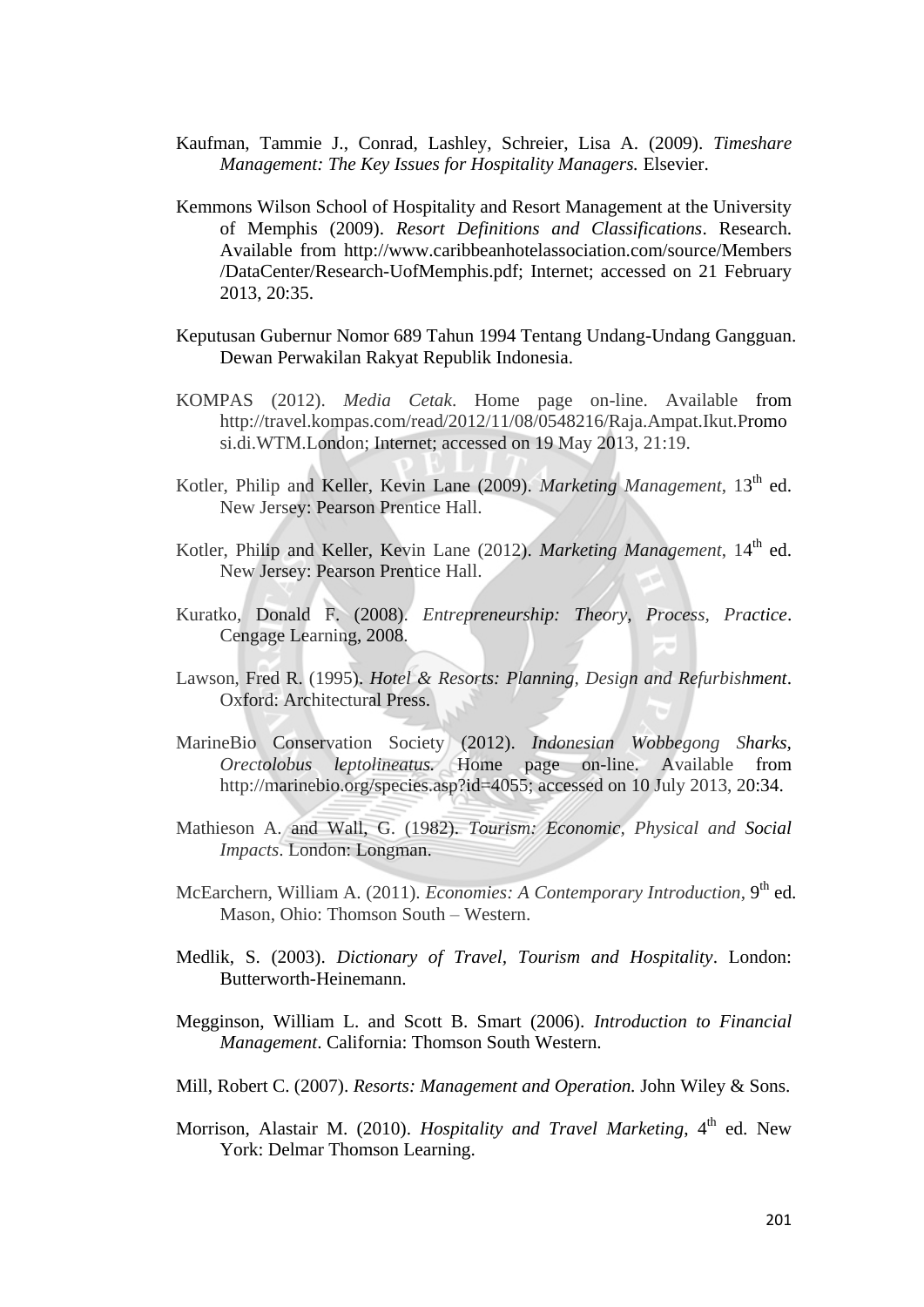Kaufman, Tammie J., Conrad, Lashley, Schreier, Lisa A. (2009). *Timeshare Management: The Key Issues for Hospitality Managers.* Elsevier.

Kemmons Wilson School of Hospitality and Resort Management at the University of Memphis (2009). *Resort Definitions and Classifications*. Research. Available from http://www.caribbeanhotelassociation.com/source/Members /DataCenter/Research-UofMemphis.pdf; Internet; accessed on 21 February 2013, 20:35.

Keputusan Gubernur Nomor 689 Tahun 1994 Tentang Undang-Undang Gangguan. Dewan Perwakilan Rakyat Republik Indonesia.

KOMPAS (2012). *Media Cetak*. Home page on-line. Available from http://travel.kompas.com/read/2012/11/08/0548216/Raja.Ampat.Ikut.Promo si.di.WTM.London; Internet; accessed on 19 May 2013, 21:19.

Kotler, Philip and Keller, Kevin Lane (2009). *Marketing Management*, 13th ed. New Jersey: Pearson Prentice Hall.

Kotler, Philip and Keller, Kevin Lane (2012). *Marketing Management*, 14th ed. New Jersey: Pearson Prentice Hall.

Kuratko, Donald F. (2008). *Entrepreneurship: Theory, Process, Practice*. Cengage Learning, 2008.

Lawson, Fred R. (1995). *Hotel & Resorts: Planning, Design and Refurbishment*. Oxford: Architectural Press.

MarineBio Conservation Society (2012). *Indonesian Wobbegong Sharks, Orectolobus leptolineatus.* Home page on-line. Available from http://marinebio.org/species.asp?id=4055; accessed on 10 July 2013, 20:34.

Mathieson A. and Wall, G. (1982). *Tourism: Economic, Physical and Social Impacts*. London: Longman.

McEarchern, William A. (2011). *Economies: A Contemporary Introduction*, 9th ed. Mason, Ohio: Thomson South – Western.

Medlik, S. (2003). *Dictionary of Travel, Tourism and Hospitality*. London: Butterworth-Heinemann.

Megginson, William L. and Scott B. Smart (2006). *Introduction to Financial Management*. California: Thomson South Western.

Mill, Robert C. (2007). *Resorts: Management and Operation.* John Wiley & Sons.

Morrison, Alastair M. (2010). *Hospitality and Travel Marketing*, 4th ed. New York: Delmar Thomson Learning.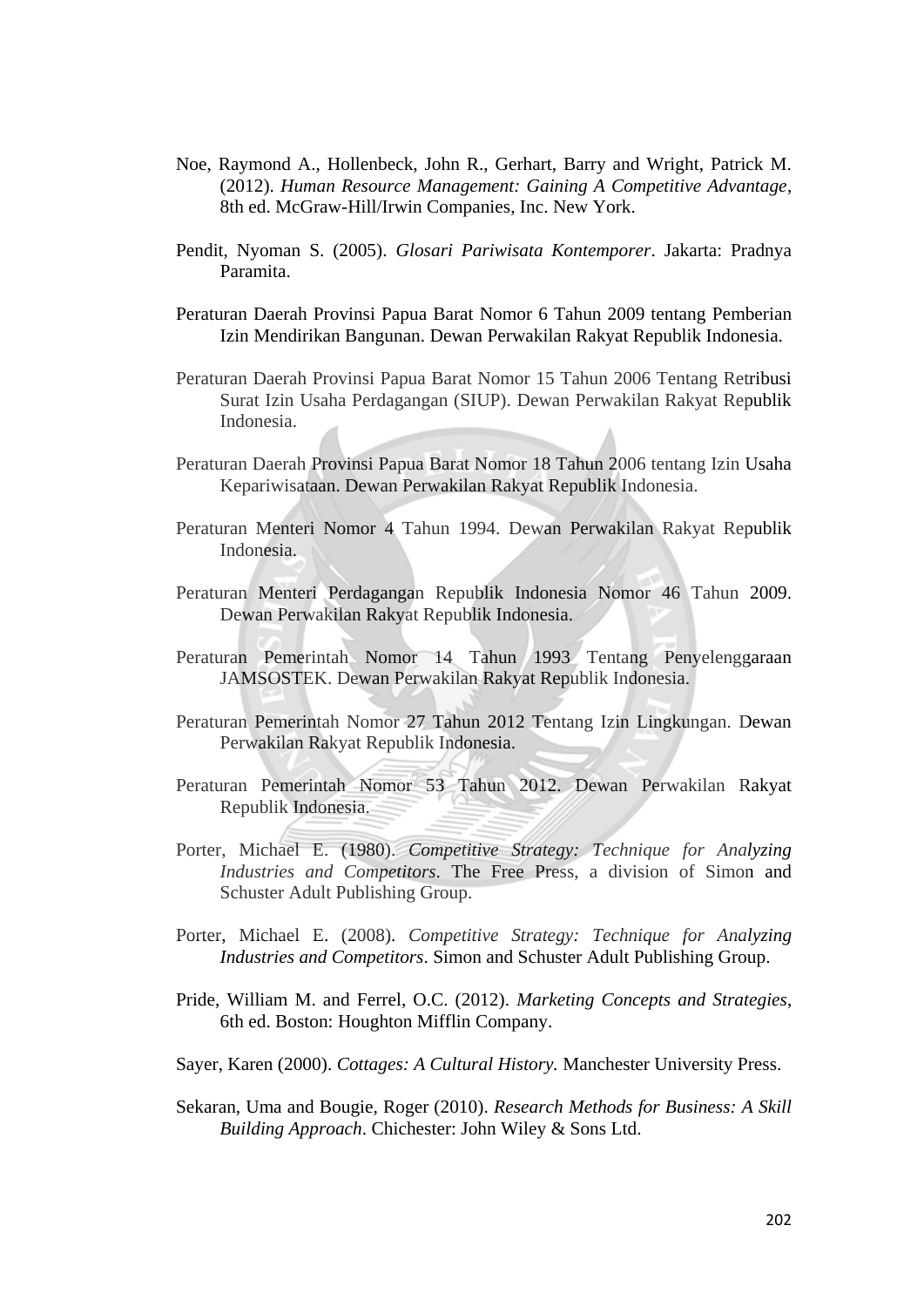Noe, Raymond A., Hollenbeck, John R., Gerhart, Barry and Wright, Patrick M. (2012). *Human Resource Management: Gaining A Competitive Advantage*, 8th ed. McGraw-Hill/Irwin Companies, Inc. New York.

Pendit, Nyoman S. (2005). *Glosari Pariwisata Kontemporer*. Jakarta: Pradnya Paramita.

Peraturan Daerah Provinsi Papua Barat Nomor 6 Tahun 2009 tentang Pemberian Izin Mendirikan Bangunan. Dewan Perwakilan Rakyat Republik Indonesia.

Peraturan Daerah Provinsi Papua Barat Nomor 15 Tahun 2006 Tentang Retribusi Surat Izin Usaha Perdagangan (SIUP). Dewan Perwakilan Rakyat Republik Indonesia.

Peraturan Daerah Provinsi Papua Barat Nomor 18 Tahun 2006 tentang Izin Usaha Kepariwisataan. Dewan Perwakilan Rakyat Republik Indonesia.

Peraturan Menteri Nomor 4 Tahun 1994. Dewan Perwakilan Rakyat Republik Indonesia.

Peraturan Menteri Perdagangan Republik Indonesia Nomor 46 Tahun 2009. Dewan Perwakilan Rakyat Republik Indonesia.

Peraturan Pemerintah Nomor 14 Tahun 1993 Tentang Penyelenggaraan JAMSOSTEK. Dewan Perwakilan Rakyat Republik Indonesia.

Peraturan Pemerintah Nomor 27 Tahun 2012 Tentang Izin Lingkungan. Dewan Perwakilan Rakyat Republik Indonesia.

Peraturan Pemerintah Nomor 53 Tahun 2012. Dewan Perwakilan Rakyat Republik Indonesia.

Porter, Michael E. (1980). *Competitive Strategy: Technique for Analyzing Industries and Competitors*. The Free Press, a division of Simon and Schuster Adult Publishing Group.

Porter, Michael E. (2008). *Competitive Strategy: Technique for Analyzing Industries and Competitors*. Simon and Schuster Adult Publishing Group.

Pride, William M. and Ferrel, O.C. (2012). *Marketing Concepts and Strategies*, 6th ed. Boston: Houghton Mifflin Company.

Sayer, Karen (2000). *Cottages: A Cultural History*. Manchester University Press.

Sekaran, Uma and Bougie, Roger (2010). *Research Methods for Business: A Skill Building Approach*. Chichester: John Wiley & Sons Ltd.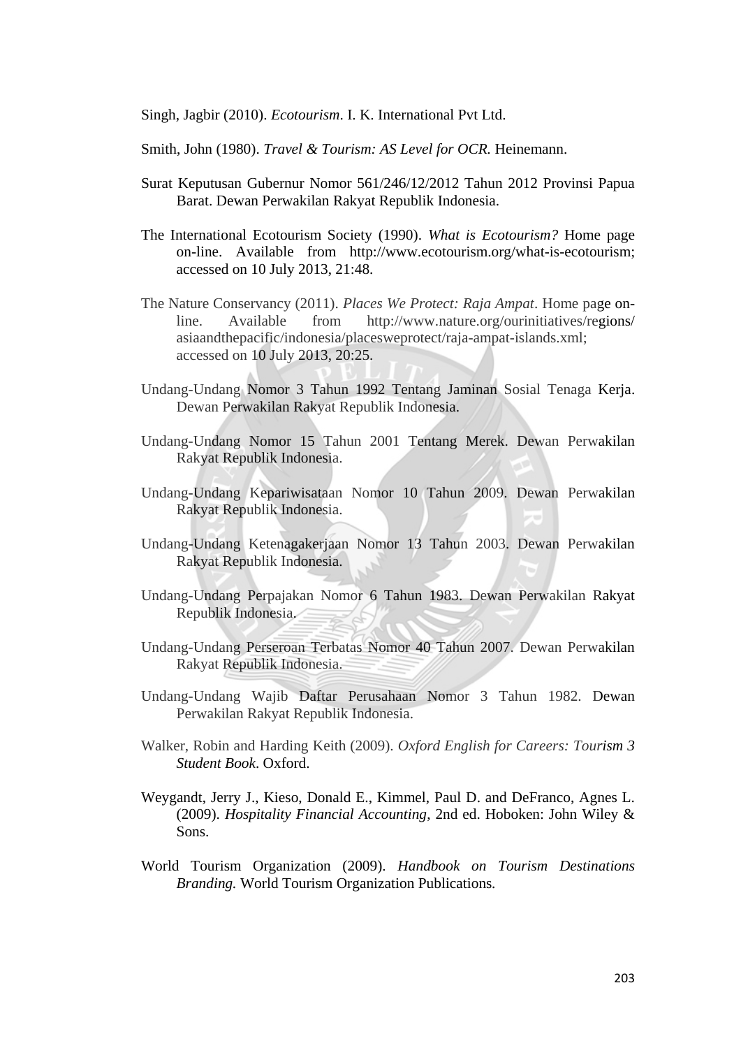Singh, Jagbir (2010). *Ecotourism*. I. K. International Pvt Ltd.

Smith, John (1980). *Travel & Tourism: AS Level for OCR.* Heinemann.

Surat Keputusan Gubernur Nomor 561/246/12/2012 Tahun 2012 Provinsi Papua Barat. Dewan Perwakilan Rakyat Republik Indonesia.

The International Ecotourism Society (1990). *What is Ecotourism?* Home page on-line. Available from http://www.ecotourism.org/what-is-ecotourism; accessed on 10 July 2013, 21:48.

The Nature Conservancy (2011). *Places We Protect: Raja Ampat*. Home page on-line. Available from http://www.nature.org/ourinitiatives/regions/asiaandthepacific/indonesia/placesweprotect/raja-ampat-islands.xml; accessed on 10 July 2013, 20:25.

Undang-Undang Nomor 3 Tahun 1992 Tentang Jaminan Sosial Tenaga Kerja. Dewan Perwakilan Rakyat Republik Indonesia.

Undang-Undang Nomor 15 Tahun 2001 Tentang Merek. Dewan Perwakilan Rakyat Republik Indonesia.

Undang-Undang Kepariwisataan Nomor 10 Tahun 2009. Dewan Perwakilan Rakyat Republik Indonesia.

Undang-Undang Ketenagakerjaan Nomor 13 Tahun 2003. Dewan Perwakilan Rakyat Republik Indonesia.

Undang-Undang Perpajakan Nomor 6 Tahun 1983. Dewan Perwakilan Rakyat Republik Indonesia.

Undang-Undang Perseroan Terbatas Nomor 40 Tahun 2007. Dewan Perwakilan Rakyat Republik Indonesia.

Undang-Undang Wajib Daftar Perusahaan Nomor 3 Tahun 1982. Dewan Perwakilan Rakyat Republik Indonesia.

Walker, Robin and Harding Keith (2009). *Oxford English for Careers: Tourism 3 Student Book*. Oxford.

Weygandt, Jerry J., Kieso, Donald E., Kimmel, Paul D. and DeFranco, Agnes L. (2009). *Hospitality Financial Accounting*, 2nd ed. Hoboken: John Wiley & Sons.

World Tourism Organization (2009). *Handbook on Tourism Destinations Branding.* World Tourism Organization Publications.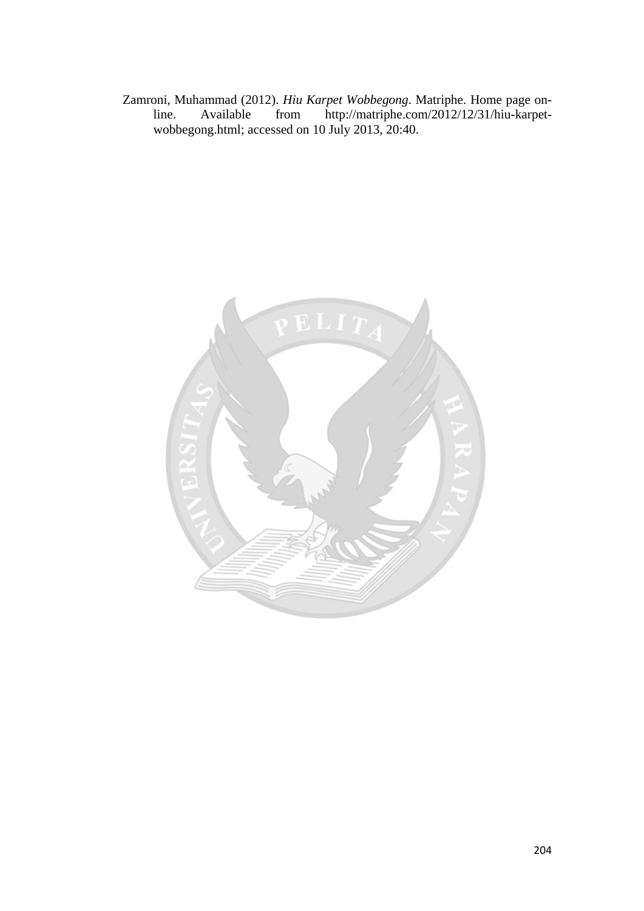Zamroni, Muhammad (2012). *Hiu Karpet Wobbegong*. Matriphe. Home page on-line. Available from http://matriphe.com/2012/12/31/hiu-karpet-wobbegong.html; accessed on 10 July 2013, 20:40.